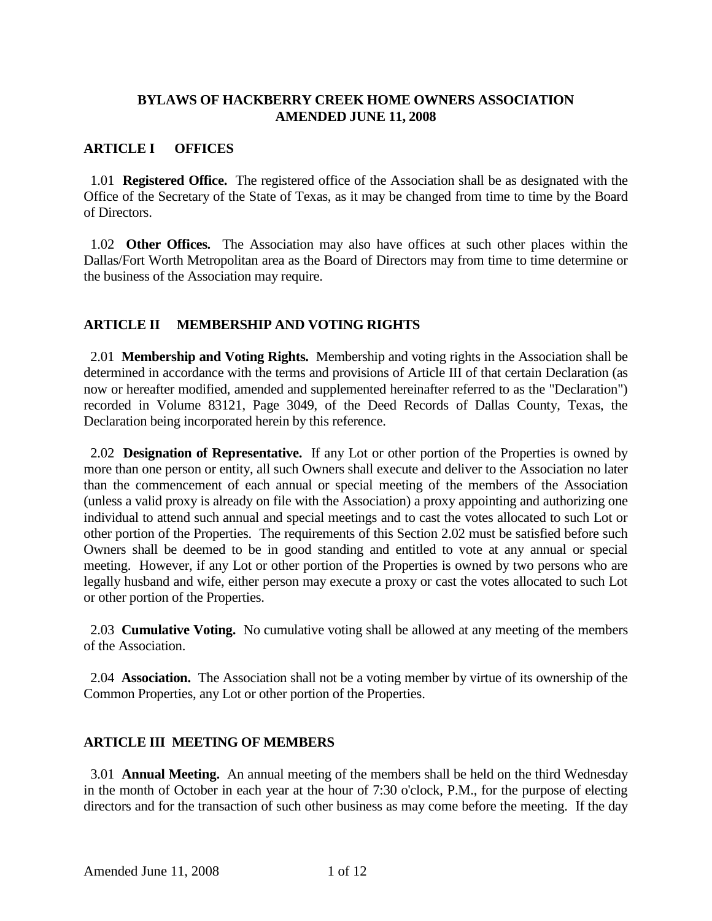# BYLAWS OF HACKBERRY CREEK HOME OWNERS ASSOCIATION
# AMENDED JUNE 11, 2008

## ARTICLE I OFFICES

1.01 **Registered Office.** The registered office of the Association shall be as designated with the Office of the Secretary of the State of Texas, as it may be changed from time to time by the Board of Directors.

1.02 **Other Offices.** The Association may also have offices at such other places within the Dallas/Fort Worth Metropolitan area as the Board of Directors may from time to time determine or the business of the Association may require.

## ARTICLE II MEMBERSHIP AND VOTING RIGHTS

2.01 **Membership and Voting Rights.** Membership and voting rights in the Association shall be determined in accordance with the terms and provisions of Article III of that certain Declaration (as now or hereafter modified, amended and supplemented hereinafter referred to as the "Declaration") recorded in Volume 83121, Page 3049, of the Deed Records of Dallas County, Texas, the Declaration being incorporated herein by this reference.

2.02 **Designation of Representative.** If any Lot or other portion of the Properties is owned by more than one person or entity, all such Owners shall execute and deliver to the Association no later than the commencement of each annual or special meeting of the members of the Association (unless a valid proxy is already on file with the Association) a proxy appointing and authorizing one individual to attend such annual and special meetings and to cast the votes allocated to such Lot or other portion of the Properties. The requirements of this Section 2.02 must be satisfied before such Owners shall be deemed to be in good standing and entitled to vote at any annual or special meeting. However, if any Lot or other portion of the Properties is owned by two persons who are legally husband and wife, either person may execute a proxy or cast the votes allocated to such Lot or other portion of the Properties.

2.03 **Cumulative Voting.** No cumulative voting shall be allowed at any meeting of the members of the Association.

2.04 **Association.** The Association shall not be a voting member by virtue of its ownership of the Common Properties, any Lot or other portion of the Properties.

## ARTICLE III MEETING OF MEMBERS

3.01 **Annual Meeting.** An annual meeting of the members shall be held on the third Wednesday in the month of October in each year at the hour of 7:30 o'clock, P.M., for the purpose of electing directors and for the transaction of such other business as may come before the meeting. If the day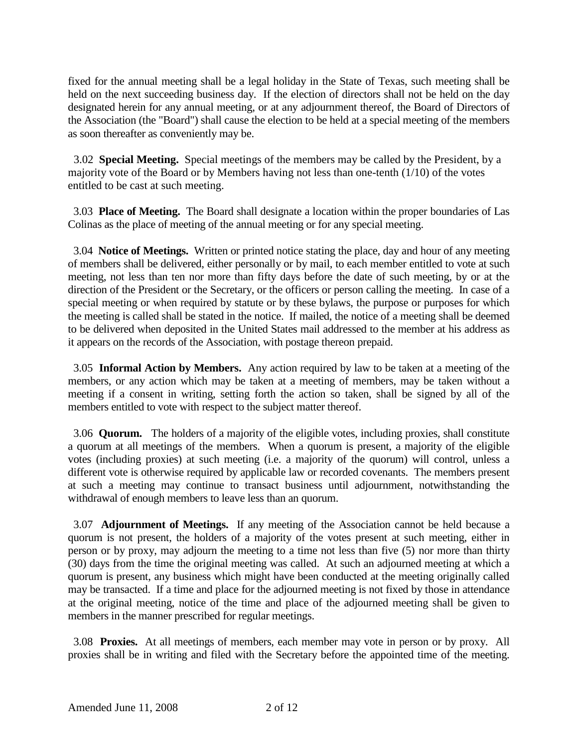fixed for the annual meeting shall be a legal holiday in the State of Texas, such meeting shall be held on the next succeeding business day. If the election of directors shall not be held on the day designated herein for any annual meeting, or at any adjournment thereof, the Board of Directors of the Association (the "Board") shall cause the election to be held at a special meeting of the members as soon thereafter as conveniently may be.

3.02 **Special Meeting.** Special meetings of the members may be called by the President, by a majority vote of the Board or by Members having not less than one-tenth (1/10) of the votes entitled to be cast at such meeting.

3.03 **Place of Meeting.** The Board shall designate a location within the proper boundaries of Las Colinas as the place of meeting of the annual meeting or for any special meeting.

3.04 **Notice of Meetings.** Written or printed notice stating the place, day and hour of any meeting of members shall be delivered, either personally or by mail, to each member entitled to vote at such meeting, not less than ten nor more than fifty days before the date of such meeting, by or at the direction of the President or the Secretary, or the officers or person calling the meeting. In case of a special meeting or when required by statute or by these bylaws, the purpose or purposes for which the meeting is called shall be stated in the notice. If mailed, the notice of a meeting shall be deemed to be delivered when deposited in the United States mail addressed to the member at his address as it appears on the records of the Association, with postage thereon prepaid.

3.05 **Informal Action by Members.** Any action required by law to be taken at a meeting of the members, or any action which may be taken at a meeting of members, may be taken without a meeting if a consent in writing, setting forth the action so taken, shall be signed by all of the members entitled to vote with respect to the subject matter thereof.

3.06 **Quorum.** The holders of a majority of the eligible votes, including proxies, shall constitute a quorum at all meetings of the members. When a quorum is present, a majority of the eligible votes (including proxies) at such meeting (i.e. a majority of the quorum) will control, unless a different vote is otherwise required by applicable law or recorded covenants. The members present at such a meeting may continue to transact business until adjournment, notwithstanding the withdrawal of enough members to leave less than an quorum.

3.07 **Adjournment of Meetings.** If any meeting of the Association cannot be held because a quorum is not present, the holders of a majority of the votes present at such meeting, either in person or by proxy, may adjourn the meeting to a time not less than five (5) nor more than thirty (30) days from the time the original meeting was called. At such an adjourned meeting at which a quorum is present, any business which might have been conducted at the meeting originally called may be transacted. If a time and place for the adjourned meeting is not fixed by those in attendance at the original meeting, notice of the time and place of the adjourned meeting shall be given to members in the manner prescribed for regular meetings.

3.08 **Proxies.** At all meetings of members, each member may vote in person or by proxy. All proxies shall be in writing and filed with the Secretary before the appointed time of the meeting.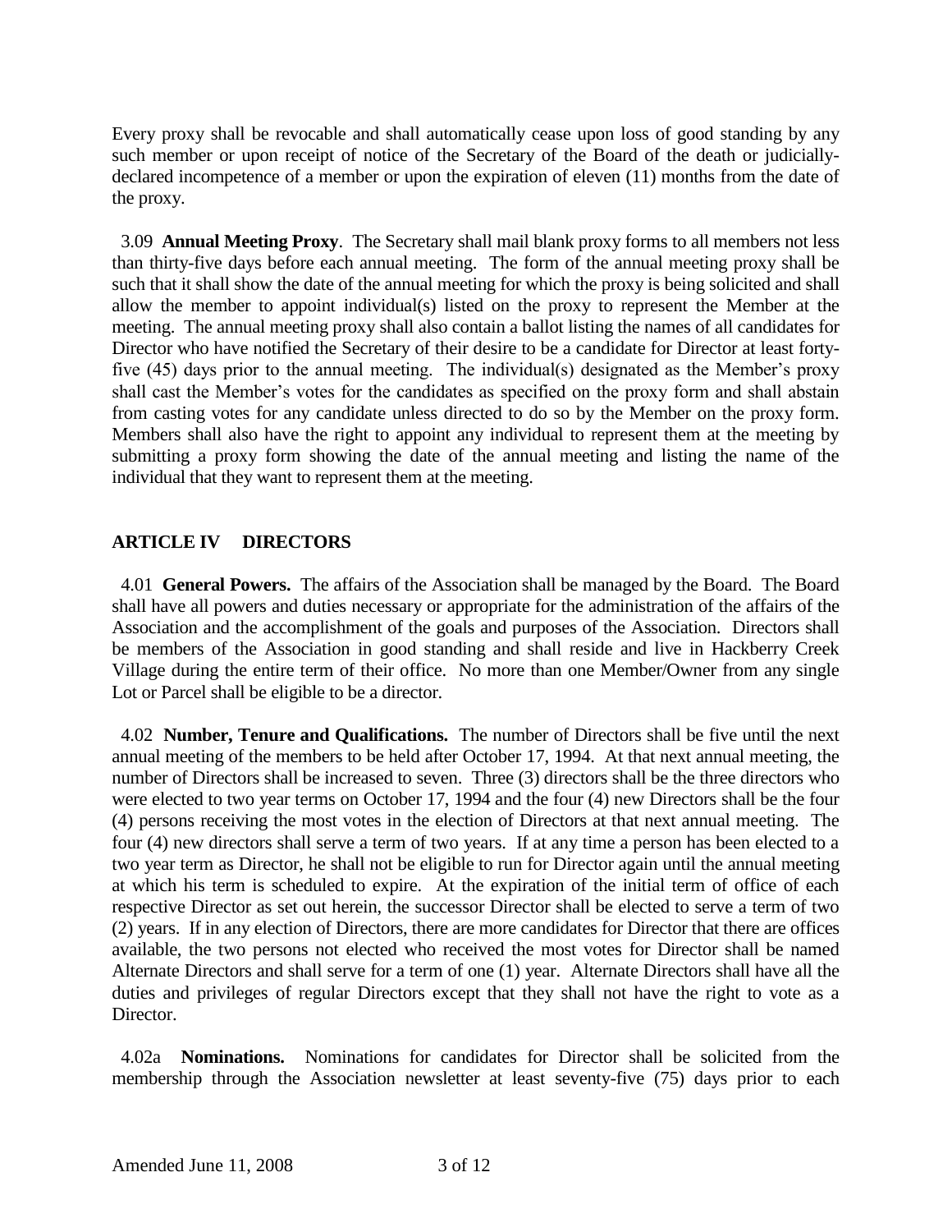Every proxy shall be revocable and shall automatically cease upon loss of good standing by any such member or upon receipt of notice of the Secretary of the Board of the death or judicially-declared incompetence of a member or upon the expiration of eleven (11) months from the date of the proxy.

3.09 **Annual Meeting Proxy**. The Secretary shall mail blank proxy forms to all members not less than thirty-five days before each annual meeting. The form of the annual meeting proxy shall be such that it shall show the date of the annual meeting for which the proxy is being solicited and shall allow the member to appoint individual(s) listed on the proxy to represent the Member at the meeting. The annual meeting proxy shall also contain a ballot listing the names of all candidates for Director who have notified the Secretary of their desire to be a candidate for Director at least forty-five (45) days prior to the annual meeting. The individual(s) designated as the Member's proxy shall cast the Member's votes for the candidates as specified on the proxy form and shall abstain from casting votes for any candidate unless directed to do so by the Member on the proxy form. Members shall also have the right to appoint any individual to represent them at the meeting by submitting a proxy form showing the date of the annual meeting and listing the name of the individual that they want to represent them at the meeting.

## ARTICLE IV DIRECTORS

4.01 **General Powers.** The affairs of the Association shall be managed by the Board. The Board shall have all powers and duties necessary or appropriate for the administration of the affairs of the Association and the accomplishment of the goals and purposes of the Association. Directors shall be members of the Association in good standing and shall reside and live in Hackberry Creek Village during the entire term of their office. No more than one Member/Owner from any single Lot or Parcel shall be eligible to be a director.

4.02 **Number, Tenure and Qualifications.** The number of Directors shall be five until the next annual meeting of the members to be held after October 17, 1994. At that next annual meeting, the number of Directors shall be increased to seven. Three (3) directors shall be the three directors who were elected to two year terms on October 17, 1994 and the four (4) new Directors shall be the four (4) persons receiving the most votes in the election of Directors at that next annual meeting. The four (4) new directors shall serve a term of two years. If at any time a person has been elected to a two year term as Director, he shall not be eligible to run for Director again until the annual meeting at which his term is scheduled to expire. At the expiration of the initial term of office of each respective Director as set out herein, the successor Director shall be elected to serve a term of two (2) years. If in any election of Directors, there are more candidates for Director that there are offices available, the two persons not elected who received the most votes for Director shall be named Alternate Directors and shall serve for a term of one (1) year. Alternate Directors shall have all the duties and privileges of regular Directors except that they shall not have the right to vote as a Director.

4.02a **Nominations.** Nominations for candidates for Director shall be solicited from the membership through the Association newsletter at least seventy-five (75) days prior to each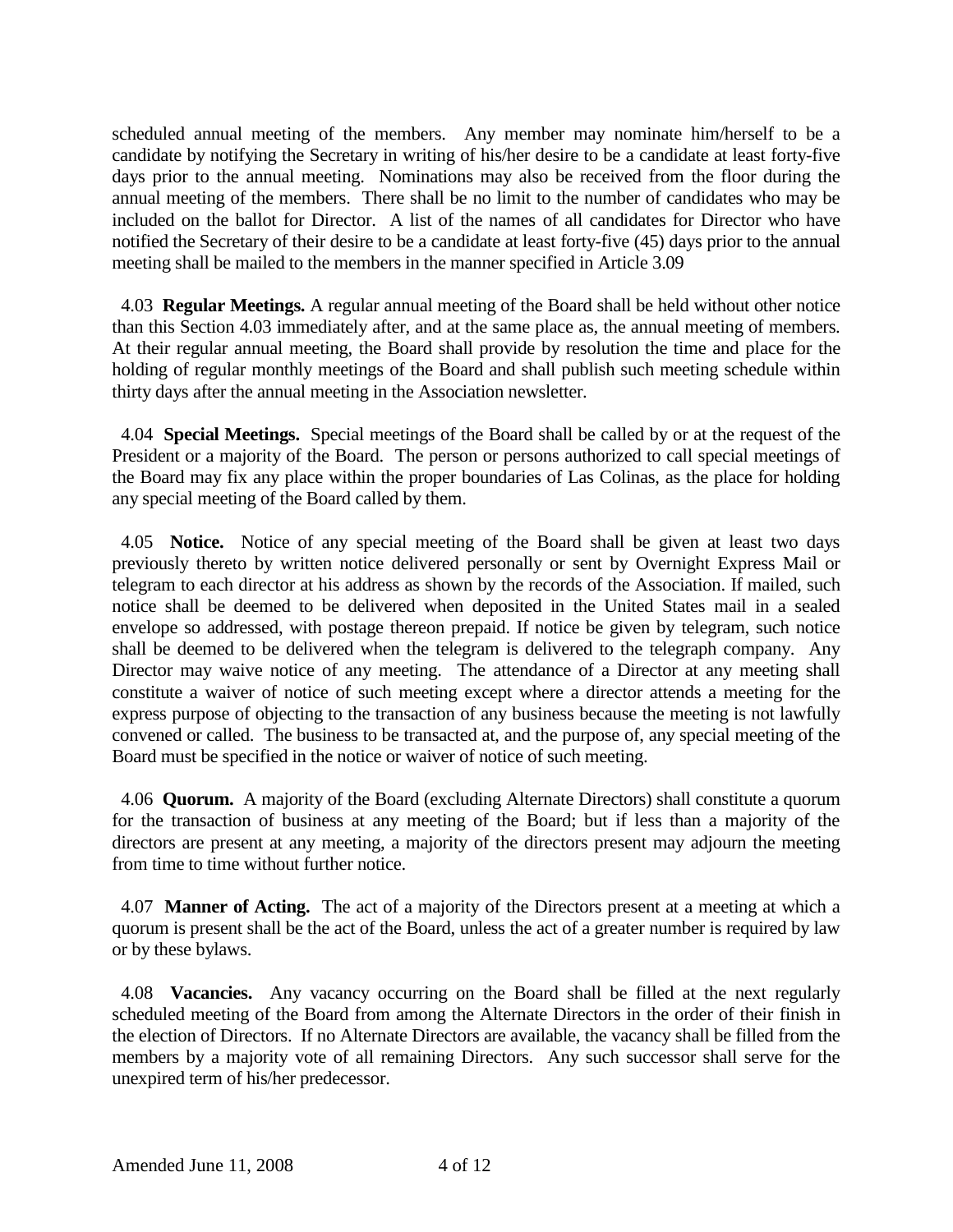scheduled annual meeting of the members. Any member may nominate him/herself to be a candidate by notifying the Secretary in writing of his/her desire to be a candidate at least forty-five days prior to the annual meeting. Nominations may also be received from the floor during the annual meeting of the members. There shall be no limit to the number of candidates who may be included on the ballot for Director. A list of the names of all candidates for Director who have notified the Secretary of their desire to be a candidate at least forty-five (45) days prior to the annual meeting shall be mailed to the members in the manner specified in Article 3.09

4.03 **Regular Meetings.** A regular annual meeting of the Board shall be held without other notice than this Section 4.03 immediately after, and at the same place as, the annual meeting of members. At their regular annual meeting, the Board shall provide by resolution the time and place for the holding of regular monthly meetings of the Board and shall publish such meeting schedule within thirty days after the annual meeting in the Association newsletter.

4.04 **Special Meetings.** Special meetings of the Board shall be called by or at the request of the President or a majority of the Board. The person or persons authorized to call special meetings of the Board may fix any place within the proper boundaries of Las Colinas, as the place for holding any special meeting of the Board called by them.

4.05 **Notice.** Notice of any special meeting of the Board shall be given at least two days previously thereto by written notice delivered personally or sent by Overnight Express Mail or telegram to each director at his address as shown by the records of the Association. If mailed, such notice shall be deemed to be delivered when deposited in the United States mail in a sealed envelope so addressed, with postage thereon prepaid. If notice be given by telegram, such notice shall be deemed to be delivered when the telegram is delivered to the telegraph company. Any Director may waive notice of any meeting. The attendance of a Director at any meeting shall constitute a waiver of notice of such meeting except where a director attends a meeting for the express purpose of objecting to the transaction of any business because the meeting is not lawfully convened or called. The business to be transacted at, and the purpose of, any special meeting of the Board must be specified in the notice or waiver of notice of such meeting.

4.06 **Quorum.** A majority of the Board (excluding Alternate Directors) shall constitute a quorum for the transaction of business at any meeting of the Board; but if less than a majority of the directors are present at any meeting, a majority of the directors present may adjourn the meeting from time to time without further notice.

4.07 **Manner of Acting.** The act of a majority of the Directors present at a meeting at which a quorum is present shall be the act of the Board, unless the act of a greater number is required by law or by these bylaws.

4.08 **Vacancies.** Any vacancy occurring on the Board shall be filled at the next regularly scheduled meeting of the Board from among the Alternate Directors in the order of their finish in the election of Directors. If no Alternate Directors are available, the vacancy shall be filled from the members by a majority vote of all remaining Directors. Any such successor shall serve for the unexpired term of his/her predecessor.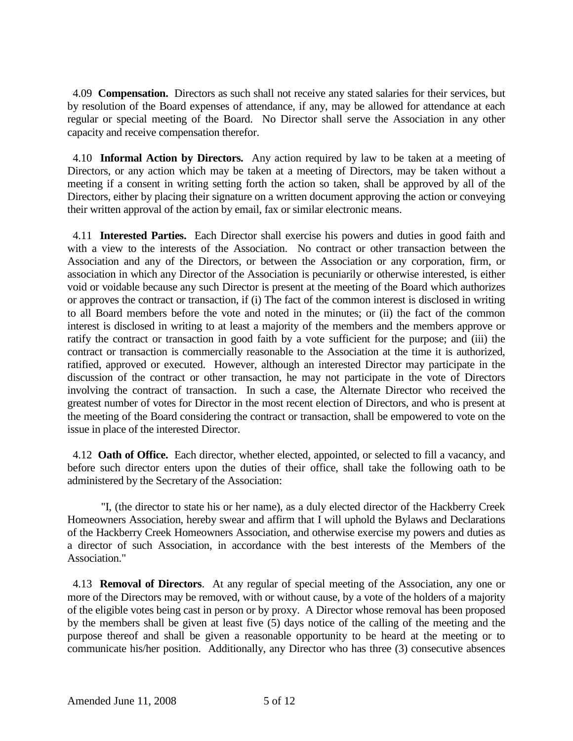4.09 **Compensation.** Directors as such shall not receive any stated salaries for their services, but by resolution of the Board expenses of attendance, if any, may be allowed for attendance at each regular or special meeting of the Board. No Director shall serve the Association in any other capacity and receive compensation therefor.

4.10 **Informal Action by Directors.** Any action required by law to be taken at a meeting of Directors, or any action which may be taken at a meeting of Directors, may be taken without a meeting if a consent in writing setting forth the action so taken, shall be approved by all of the Directors, either by placing their signature on a written document approving the action or conveying their written approval of the action by email, fax or similar electronic means.

4.11 **Interested Parties.** Each Director shall exercise his powers and duties in good faith and with a view to the interests of the Association. No contract or other transaction between the Association and any of the Directors, or between the Association or any corporation, firm, or association in which any Director of the Association is pecuniarily or otherwise interested, is either void or voidable because any such Director is present at the meeting of the Board which authorizes or approves the contract or transaction, if (i) The fact of the common interest is disclosed in writing to all Board members before the vote and noted in the minutes; or (ii) the fact of the common interest is disclosed in writing to at least a majority of the members and the members approve or ratify the contract or transaction in good faith by a vote sufficient for the purpose; and (iii) the contract or transaction is commercially reasonable to the Association at the time it is authorized, ratified, approved or executed. However, although an interested Director may participate in the discussion of the contract or other transaction, he may not participate in the vote of Directors involving the contract of transaction. In such a case, the Alternate Director who received the greatest number of votes for Director in the most recent election of Directors, and who is present at the meeting of the Board considering the contract or transaction, shall be empowered to vote on the issue in place of the interested Director.

4.12 **Oath of Office.** Each director, whether elected, appointed, or selected to fill a vacancy, and before such director enters upon the duties of their office, shall take the following oath to be administered by the Secretary of the Association:

"I, (the director to state his or her name), as a duly elected director of the Hackberry Creek Homeowners Association, hereby swear and affirm that I will uphold the Bylaws and Declarations of the Hackberry Creek Homeowners Association, and otherwise exercise my powers and duties as a director of such Association, in accordance with the best interests of the Members of the Association."

4.13 **Removal of Directors**. At any regular of special meeting of the Association, any one or more of the Directors may be removed, with or without cause, by a vote of the holders of a majority of the eligible votes being cast in person or by proxy. A Director whose removal has been proposed by the members shall be given at least five (5) days notice of the calling of the meeting and the purpose thereof and shall be given a reasonable opportunity to be heard at the meeting or to communicate his/her position. Additionally, any Director who has three (3) consecutive absences

Amended June 11, 2008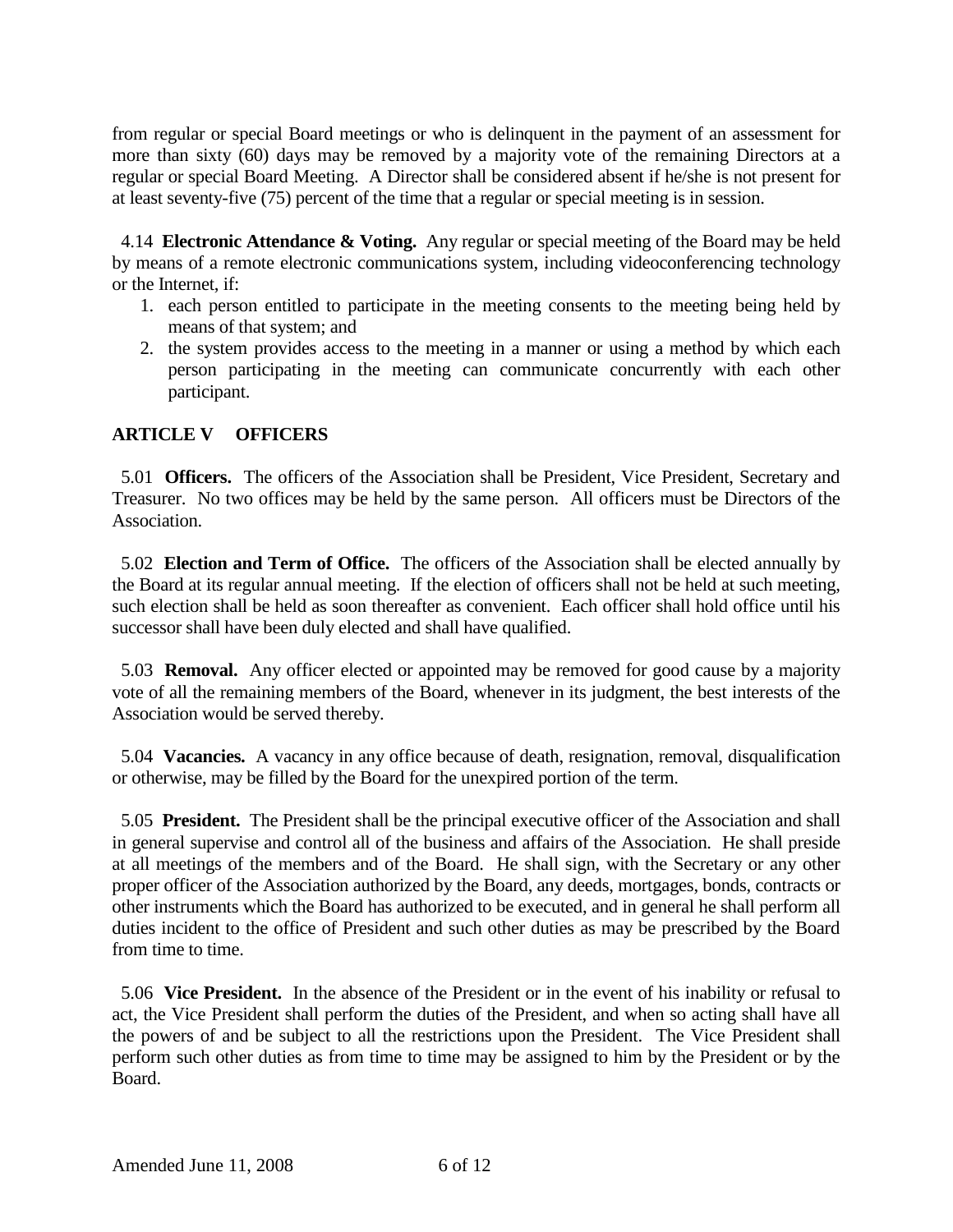from regular or special Board meetings or who is delinquent in the payment of an assessment for more than sixty (60) days may be removed by a majority vote of the remaining Directors at a regular or special Board Meeting. A Director shall be considered absent if he/she is not present for at least seventy-five (75) percent of the time that a regular or special meeting is in session.

4.14 **Electronic Attendance & Voting.** Any regular or special meeting of the Board may be held by means of a remote electronic communications system, including videoconferencing technology or the Internet, if:

1. each person entitled to participate in the meeting consents to the meeting being held by means of that system; and
2. the system provides access to the meeting in a manner or using a method by which each person participating in the meeting can communicate concurrently with each other participant.

## ARTICLE V OFFICERS

5.01 **Officers.** The officers of the Association shall be President, Vice President, Secretary and Treasurer. No two offices may be held by the same person. All officers must be Directors of the Association.

5.02 **Election and Term of Office.** The officers of the Association shall be elected annually by the Board at its regular annual meeting. If the election of officers shall not be held at such meeting, such election shall be held as soon thereafter as convenient. Each officer shall hold office until his successor shall have been duly elected and shall have qualified.

5.03 **Removal.** Any officer elected or appointed may be removed for good cause by a majority vote of all the remaining members of the Board, whenever in its judgment, the best interests of the Association would be served thereby.

5.04 **Vacancies.** A vacancy in any office because of death, resignation, removal, disqualification or otherwise, may be filled by the Board for the unexpired portion of the term.

5.05 **President.** The President shall be the principal executive officer of the Association and shall in general supervise and control all of the business and affairs of the Association. He shall preside at all meetings of the members and of the Board. He shall sign, with the Secretary or any other proper officer of the Association authorized by the Board, any deeds, mortgages, bonds, contracts or other instruments which the Board has authorized to be executed, and in general he shall perform all duties incident to the office of President and such other duties as may be prescribed by the Board from time to time.

5.06 **Vice President.** In the absence of the President or in the event of his inability or refusal to act, the Vice President shall perform the duties of the President, and when so acting shall have all the powers of and be subject to all the restrictions upon the President. The Vice President shall perform such other duties as from time to time may be assigned to him by the President or by the Board.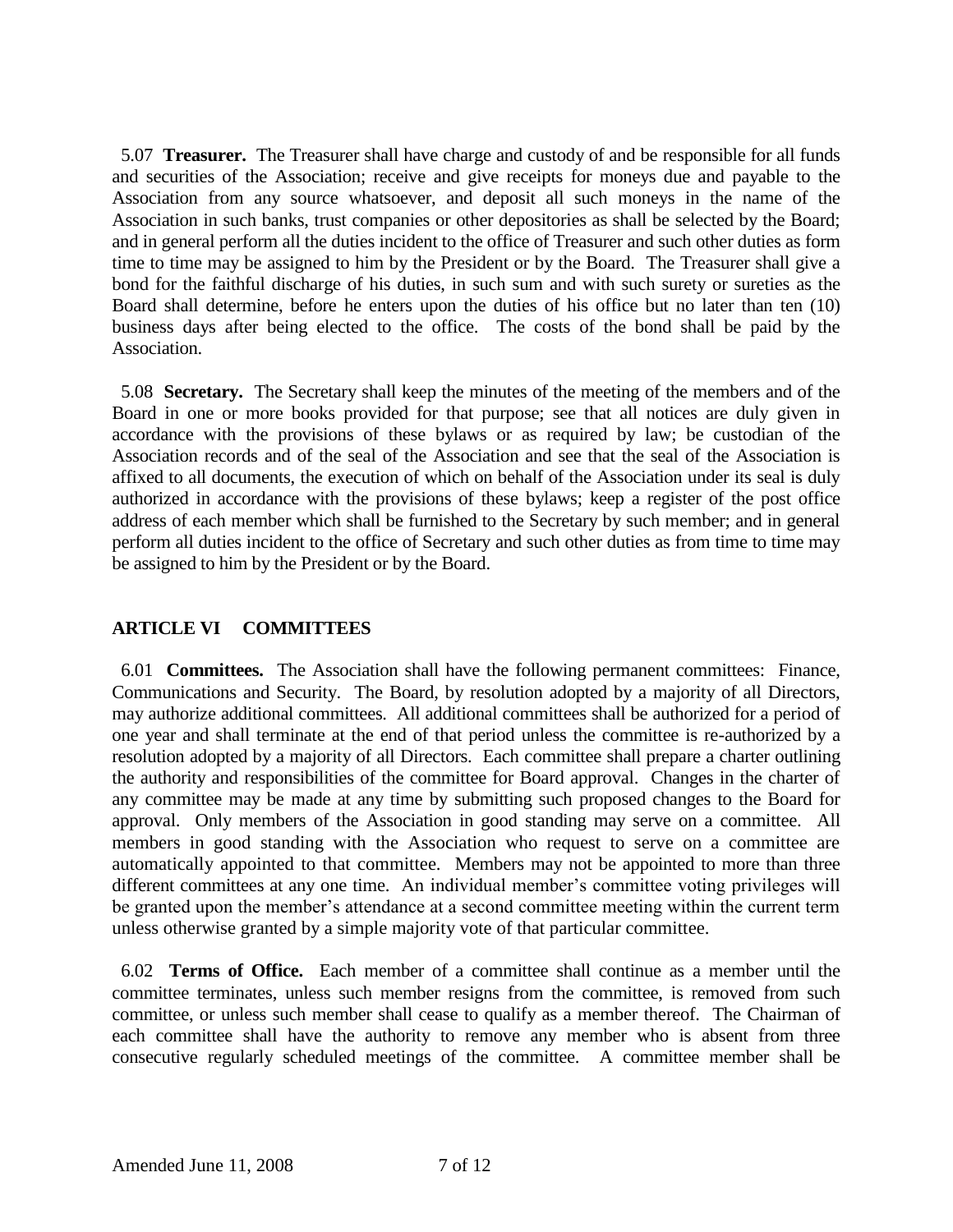**5.07 Treasurer.** The Treasurer shall have charge and custody of and be responsible for all funds and securities of the Association; receive and give receipts for moneys due and payable to the Association from any source whatsoever, and deposit all such moneys in the name of the Association in such banks, trust companies or other depositories as shall be selected by the Board; and in general perform all the duties incident to the office of Treasurer and such other duties as form time to time may be assigned to him by the President or by the Board. The Treasurer shall give a bond for the faithful discharge of his duties, in such sum and with such surety or sureties as the Board shall determine, before he enters upon the duties of his office but no later than ten (10) business days after being elected to the office. The costs of the bond shall be paid by the Association.

**5.08 Secretary.** The Secretary shall keep the minutes of the meeting of the members and of the Board in one or more books provided for that purpose; see that all notices are duly given in accordance with the provisions of these bylaws or as required by law; be custodian of the Association records and of the seal of the Association and see that the seal of the Association is affixed to all documents, the execution of which on behalf of the Association under its seal is duly authorized in accordance with the provisions of these bylaws; keep a register of the post office address of each member which shall be furnished to the Secretary by such member; and in general perform all duties incident to the office of Secretary and such other duties as from time to time may be assigned to him by the President or by the Board.

## ARTICLE VI COMMITTEES

**6.01 Committees.** The Association shall have the following permanent committees: Finance, Communications and Security. The Board, by resolution adopted by a majority of all Directors, may authorize additional committees. All additional committees shall be authorized for a period of one year and shall terminate at the end of that period unless the committee is re-authorized by a resolution adopted by a majority of all Directors. Each committee shall prepare a charter outlining the authority and responsibilities of the committee for Board approval. Changes in the charter of any committee may be made at any time by submitting such proposed changes to the Board for approval. Only members of the Association in good standing may serve on a committee. All members in good standing with the Association who request to serve on a committee are automatically appointed to that committee. Members may not be appointed to more than three different committees at any one time. An individual member's committee voting privileges will be granted upon the member's attendance at a second committee meeting within the current term unless otherwise granted by a simple majority vote of that particular committee.

**6.02 Terms of Office.** Each member of a committee shall continue as a member until the committee terminates, unless such member resigns from the committee, is removed from such committee, or unless such member shall cease to qualify as a member thereof. The Chairman of each committee shall have the authority to remove any member who is absent from three consecutive regularly scheduled meetings of the committee. A committee member shall be

Amended June 11, 2008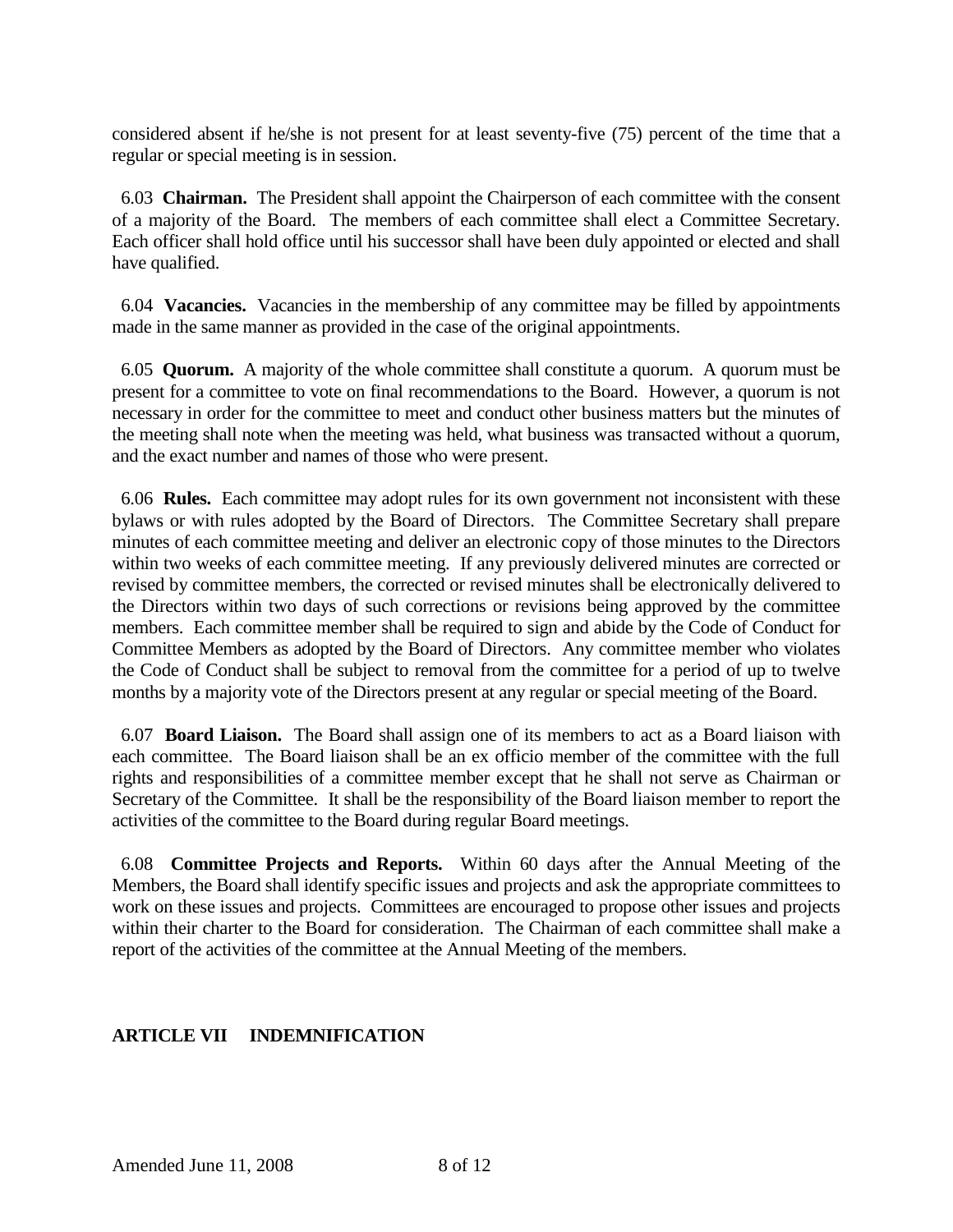considered absent if he/she is not present for at least seventy-five (75) percent of the time that a regular or special meeting is in session.

6.03 **Chairman.** The President shall appoint the Chairperson of each committee with the consent of a majority of the Board. The members of each committee shall elect a Committee Secretary. Each officer shall hold office until his successor shall have been duly appointed or elected and shall have qualified.

6.04 **Vacancies.** Vacancies in the membership of any committee may be filled by appointments made in the same manner as provided in the case of the original appointments.

6.05 **Quorum.** A majority of the whole committee shall constitute a quorum. A quorum must be present for a committee to vote on final recommendations to the Board. However, a quorum is not necessary in order for the committee to meet and conduct other business matters but the minutes of the meeting shall note when the meeting was held, what business was transacted without a quorum, and the exact number and names of those who were present.

6.06 **Rules.** Each committee may adopt rules for its own government not inconsistent with these bylaws or with rules adopted by the Board of Directors. The Committee Secretary shall prepare minutes of each committee meeting and deliver an electronic copy of those minutes to the Directors within two weeks of each committee meeting. If any previously delivered minutes are corrected or revised by committee members, the corrected or revised minutes shall be electronically delivered to the Directors within two days of such corrections or revisions being approved by the committee members. Each committee member shall be required to sign and abide by the Code of Conduct for Committee Members as adopted by the Board of Directors. Any committee member who violates the Code of Conduct shall be subject to removal from the committee for a period of up to twelve months by a majority vote of the Directors present at any regular or special meeting of the Board.

6.07 **Board Liaison.** The Board shall assign one of its members to act as a Board liaison with each committee. The Board liaison shall be an ex officio member of the committee with the full rights and responsibilities of a committee member except that he shall not serve as Chairman or Secretary of the Committee. It shall be the responsibility of the Board liaison member to report the activities of the committee to the Board during regular Board meetings.

6.08 **Committee Projects and Reports.** Within 60 days after the Annual Meeting of the Members, the Board shall identify specific issues and projects and ask the appropriate committees to work on these issues and projects. Committees are encouraged to propose other issues and projects within their charter to the Board for consideration. The Chairman of each committee shall make a report of the activities of the committee at the Annual Meeting of the members.

## ARTICLE VII INDEMNIFICATION

Amended June 11, 2008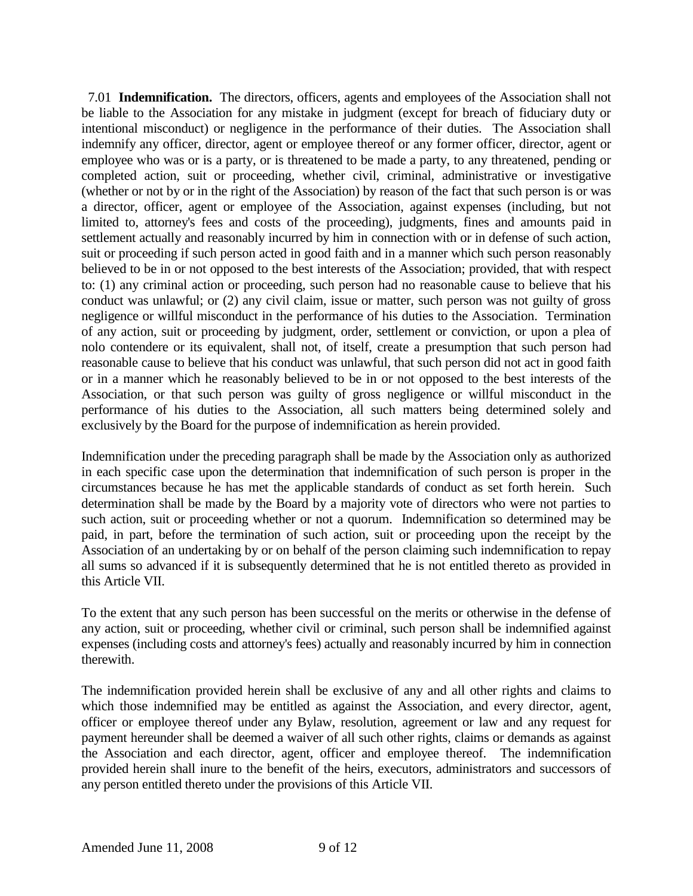7.01 **Indemnification.** The directors, officers, agents and employees of the Association shall not be liable to the Association for any mistake in judgment (except for breach of fiduciary duty or intentional misconduct) or negligence in the performance of their duties. The Association shall indemnify any officer, director, agent or employee thereof or any former officer, director, agent or employee who was or is a party, or is threatened to be made a party, to any threatened, pending or completed action, suit or proceeding, whether civil, criminal, administrative or investigative (whether or not by or in the right of the Association) by reason of the fact that such person is or was a director, officer, agent or employee of the Association, against expenses (including, but not limited to, attorney's fees and costs of the proceeding), judgments, fines and amounts paid in settlement actually and reasonably incurred by him in connection with or in defense of such action, suit or proceeding if such person acted in good faith and in a manner which such person reasonably believed to be in or not opposed to the best interests of the Association; provided, that with respect to: (1) any criminal action or proceeding, such person had no reasonable cause to believe that his conduct was unlawful; or (2) any civil claim, issue or matter, such person was not guilty of gross negligence or willful misconduct in the performance of his duties to the Association. Termination of any action, suit or proceeding by judgment, order, settlement or conviction, or upon a plea of nolo contendere or its equivalent, shall not, of itself, create a presumption that such person had reasonable cause to believe that his conduct was unlawful, that such person did not act in good faith or in a manner which he reasonably believed to be in or not opposed to the best interests of the Association, or that such person was guilty of gross negligence or willful misconduct in the performance of his duties to the Association, all such matters being determined solely and exclusively by the Board for the purpose of indemnification as herein provided.

Indemnification under the preceding paragraph shall be made by the Association only as authorized in each specific case upon the determination that indemnification of such person is proper in the circumstances because he has met the applicable standards of conduct as set forth herein. Such determination shall be made by the Board by a majority vote of directors who were not parties to such action, suit or proceeding whether or not a quorum. Indemnification so determined may be paid, in part, before the termination of such action, suit or proceeding upon the receipt by the Association of an undertaking by or on behalf of the person claiming such indemnification to repay all sums so advanced if it is subsequently determined that he is not entitled thereto as provided in this Article VII.

To the extent that any such person has been successful on the merits or otherwise in the defense of any action, suit or proceeding, whether civil or criminal, such person shall be indemnified against expenses (including costs and attorney's fees) actually and reasonably incurred by him in connection therewith.

The indemnification provided herein shall be exclusive of any and all other rights and claims to which those indemnified may be entitled as against the Association, and every director, agent, officer or employee thereof under any Bylaw, resolution, agreement or law and any request for payment hereunder shall be deemed a waiver of all such other rights, claims or demands as against the Association and each director, agent, officer and employee thereof. The indemnification provided herein shall inure to the benefit of the heirs, executors, administrators and successors of any person entitled thereto under the provisions of this Article VII.

Amended June 11, 2008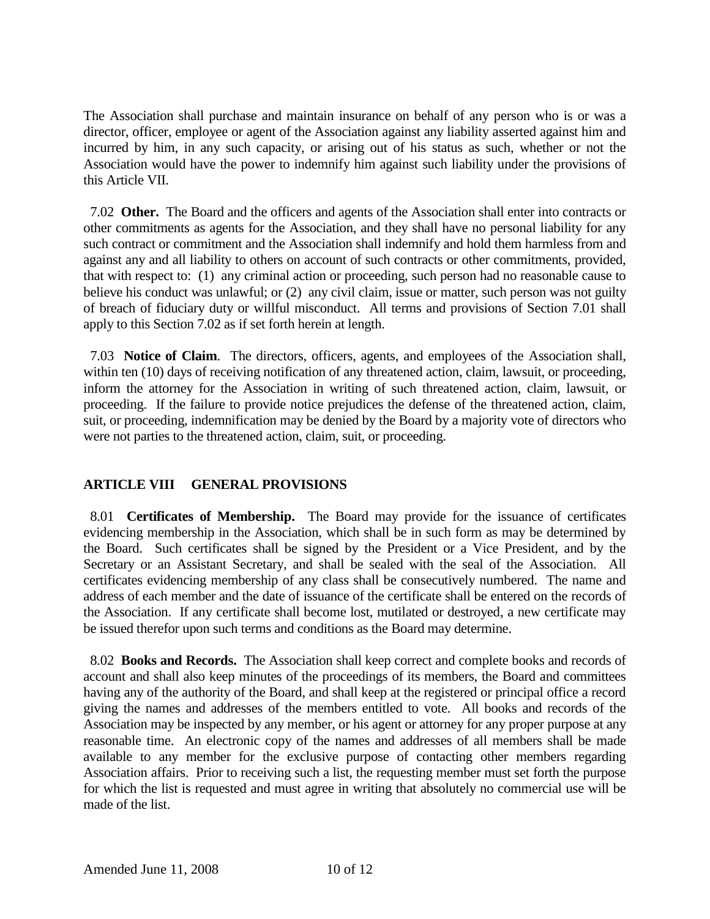The Association shall purchase and maintain insurance on behalf of any person who is or was a director, officer, employee or agent of the Association against any liability asserted against him and incurred by him, in any such capacity, or arising out of his status as such, whether or not the Association would have the power to indemnify him against such liability under the provisions of this Article VII.

7.02 **Other.** The Board and the officers and agents of the Association shall enter into contracts or other commitments as agents for the Association, and they shall have no personal liability for any such contract or commitment and the Association shall indemnify and hold them harmless from and against any and all liability to others on account of such contracts or other commitments, provided, that with respect to: (1) any criminal action or proceeding, such person had no reasonable cause to believe his conduct was unlawful; or (2) any civil claim, issue or matter, such person was not guilty of breach of fiduciary duty or willful misconduct. All terms and provisions of Section 7.01 shall apply to this Section 7.02 as if set forth herein at length.

7.03 **Notice of Claim**. The directors, officers, agents, and employees of the Association shall, within ten (10) days of receiving notification of any threatened action, claim, lawsuit, or proceeding, inform the attorney for the Association in writing of such threatened action, claim, lawsuit, or proceeding. If the failure to provide notice prejudices the defense of the threatened action, claim, suit, or proceeding, indemnification may be denied by the Board by a majority vote of directors who were not parties to the threatened action, claim, suit, or proceeding.

## ARTICLE VIII GENERAL PROVISIONS

8.01 **Certificates of Membership.** The Board may provide for the issuance of certificates evidencing membership in the Association, which shall be in such form as may be determined by the Board. Such certificates shall be signed by the President or a Vice President, and by the Secretary or an Assistant Secretary, and shall be sealed with the seal of the Association. All certificates evidencing membership of any class shall be consecutively numbered. The name and address of each member and the date of issuance of the certificate shall be entered on the records of the Association. If any certificate shall become lost, mutilated or destroyed, a new certificate may be issued therefor upon such terms and conditions as the Board may determine.

8.02 **Books and Records.** The Association shall keep correct and complete books and records of account and shall also keep minutes of the proceedings of its members, the Board and committees having any of the authority of the Board, and shall keep at the registered or principal office a record giving the names and addresses of the members entitled to vote. All books and records of the Association may be inspected by any member, or his agent or attorney for any proper purpose at any reasonable time. An electronic copy of the names and addresses of all members shall be made available to any member for the exclusive purpose of contacting other members regarding Association affairs. Prior to receiving such a list, the requesting member must set forth the purpose for which the list is requested and must agree in writing that absolutely no commercial use will be made of the list.

Amended June 11, 2008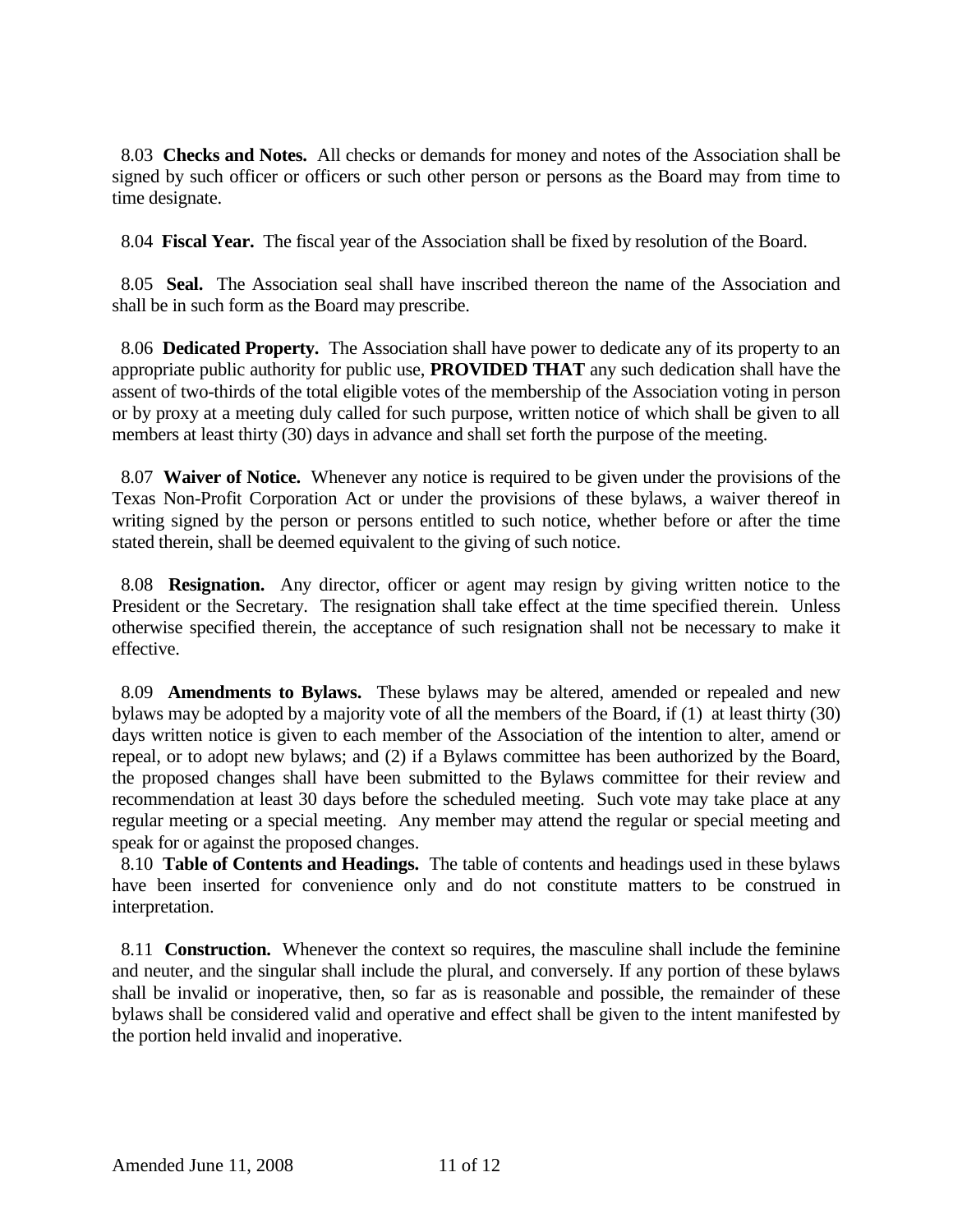8.03 **Checks and Notes.** All checks or demands for money and notes of the Association shall be signed by such officer or officers or such other person or persons as the Board may from time to time designate.

8.04 **Fiscal Year.** The fiscal year of the Association shall be fixed by resolution of the Board.

8.05 **Seal.** The Association seal shall have inscribed thereon the name of the Association and shall be in such form as the Board may prescribe.

8.06 **Dedicated Property.** The Association shall have power to dedicate any of its property to an appropriate public authority for public use, **PROVIDED THAT** any such dedication shall have the assent of two-thirds of the total eligible votes of the membership of the Association voting in person or by proxy at a meeting duly called for such purpose, written notice of which shall be given to all members at least thirty (30) days in advance and shall set forth the purpose of the meeting.

8.07 **Waiver of Notice.** Whenever any notice is required to be given under the provisions of the Texas Non-Profit Corporation Act or under the provisions of these bylaws, a waiver thereof in writing signed by the person or persons entitled to such notice, whether before or after the time stated therein, shall be deemed equivalent to the giving of such notice.

8.08 **Resignation.** Any director, officer or agent may resign by giving written notice to the President or the Secretary. The resignation shall take effect at the time specified therein. Unless otherwise specified therein, the acceptance of such resignation shall not be necessary to make it effective.

8.09 **Amendments to Bylaws.** These bylaws may be altered, amended or repealed and new bylaws may be adopted by a majority vote of all the members of the Board, if (1) at least thirty (30) days written notice is given to each member of the Association of the intention to alter, amend or repeal, or to adopt new bylaws; and (2) if a Bylaws committee has been authorized by the Board, the proposed changes shall have been submitted to the Bylaws committee for their review and recommendation at least 30 days before the scheduled meeting. Such vote may take place at any regular meeting or a special meeting. Any member may attend the regular or special meeting and speak for or against the proposed changes.

8.10 **Table of Contents and Headings.** The table of contents and headings used in these bylaws have been inserted for convenience only and do not constitute matters to be construed in interpretation.

8.11 **Construction.** Whenever the context so requires, the masculine shall include the feminine and neuter, and the singular shall include the plural, and conversely. If any portion of these bylaws shall be invalid or inoperative, then, so far as is reasonable and possible, the remainder of these bylaws shall be considered valid and operative and effect shall be given to the intent manifested by the portion held invalid and inoperative.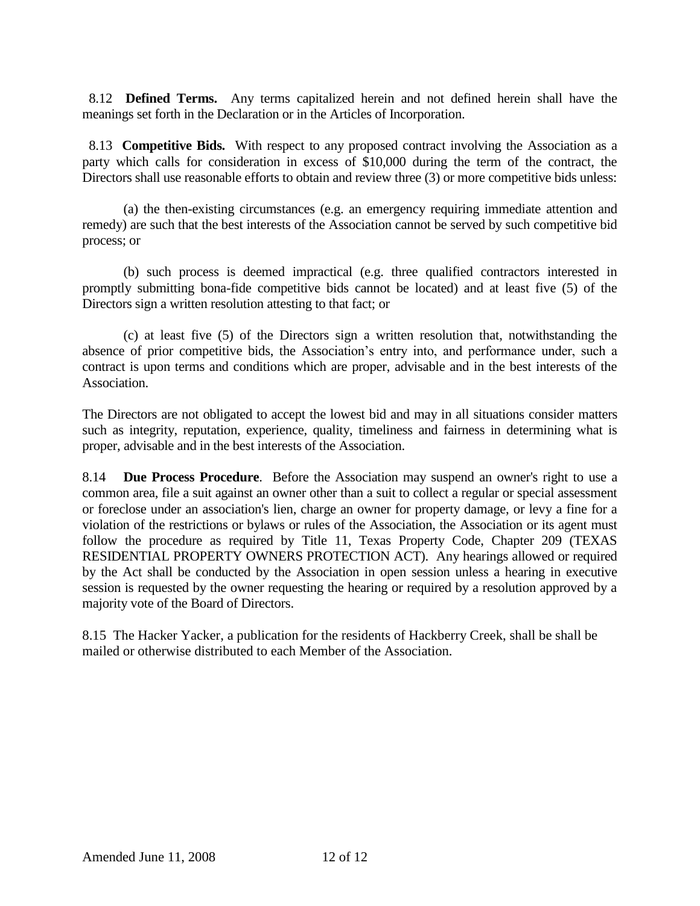8.12 **Defined Terms.** Any terms capitalized herein and not defined herein shall have the meanings set forth in the Declaration or in the Articles of Incorporation.

8.13 **Competitive Bids.** With respect to any proposed contract involving the Association as a party which calls for consideration in excess of $10,000 during the term of the contract, the Directors shall use reasonable efforts to obtain and review three (3) or more competitive bids unless:

(a) the then-existing circumstances (e.g. an emergency requiring immediate attention and remedy) are such that the best interests of the Association cannot be served by such competitive bid process; or

(b) such process is deemed impractical (e.g. three qualified contractors interested in promptly submitting bona-fide competitive bids cannot be located) and at least five (5) of the Directors sign a written resolution attesting to that fact; or

(c) at least five (5) of the Directors sign a written resolution that, notwithstanding the absence of prior competitive bids, the Association's entry into, and performance under, such a contract is upon terms and conditions which are proper, advisable and in the best interests of the Association.

The Directors are not obligated to accept the lowest bid and may in all situations consider matters such as integrity, reputation, experience, quality, timeliness and fairness in determining what is proper, advisable and in the best interests of the Association.

8.14 **Due Process Procedure**. Before the Association may suspend an owner's right to use a common area, file a suit against an owner other than a suit to collect a regular or special assessment or foreclose under an association's lien, charge an owner for property damage, or levy a fine for a violation of the restrictions or bylaws or rules of the Association, the Association or its agent must follow the procedure as required by Title 11, Texas Property Code, Chapter 209 (TEXAS RESIDENTIAL PROPERTY OWNERS PROTECTION ACT). Any hearings allowed or required by the Act shall be conducted by the Association in open session unless a hearing in executive session is requested by the owner requesting the hearing or required by a resolution approved by a majority vote of the Board of Directors.

8.15 The Hacker Yacker, a publication for the residents of Hackberry Creek, shall be shall be mailed or otherwise distributed to each Member of the Association.

Amended June 11, 2008